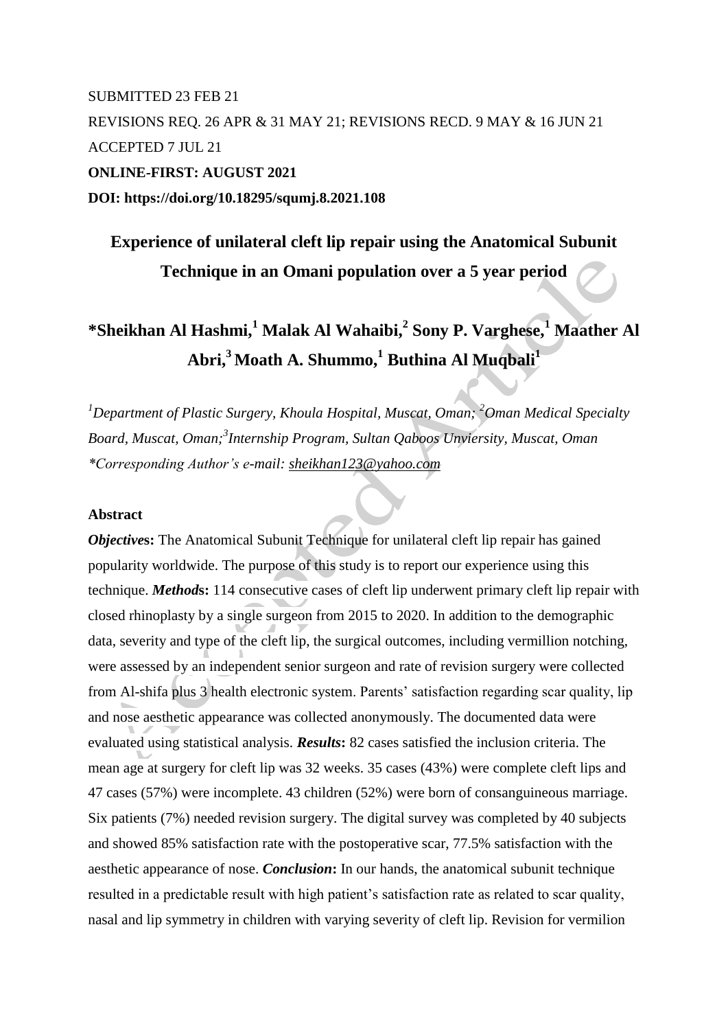SUBMITTED 23 FEB 21

REVISIONS REQ. 26 APR & 31 MAY 21; REVISIONS RECD. 9 MAY & 16 JUN 21

ACCEPTED 7 JUL 21

**ONLINE-FIRST: AUGUST 2021**

**DOI: https://doi.org/10.18295/squmj.8.2021.108**

# Experience of unilateral cleft lip repair using the Anatomical Subunit Technique in an Omani population over a 5 year period

## *Sheikhan Al Hashmi,[1] Malak Al Wahaibi,[2] Sony P. Varghese,[1] Maather Al Abri,[3] Moath A. Shummo,[1] Buthina Al Muqbali[1]

*[1]Department of Plastic Surgery, Khoula Hospital, Muscat, Oman; [2]Oman Medical Specialty Board, Muscat, Oman; [3]Internship Program, Sultan Qaboos Unviersity, Muscat, Oman*

**Corresponding Author's e-mail: sheikhan123@yahoo.com*

**Abstract**

***Objectives*:** The Anatomical Subunit Technique for unilateral cleft lip repair has gained popularity worldwide. The purpose of this study is to report our experience using this technique. ***Methods*:** 114 consecutive cases of cleft lip underwent primary cleft lip repair with closed rhinoplasty by a single surgeon from 2015 to 2020. In addition to the demographic data, severity and type of the cleft lip, the surgical outcomes, including vermillion notching, were assessed by an independent senior surgeon and rate of revision surgery were collected from Al-shifa plus 3 health electronic system. Parents' satisfaction regarding scar quality, lip and nose aesthetic appearance was collected anonymously. The documented data were evaluated using statistical analysis. ***Results*:** 82 cases satisfied the inclusion criteria. The mean age at surgery for cleft lip was 32 weeks. 35 cases (43%) were complete cleft lips and 47 cases (57%) were incomplete. 43 children (52%) were born of consanguineous marriage. Six patients (7%) needed revision surgery. The digital survey was completed by 40 subjects and showed 85% satisfaction rate with the postoperative scar, 77.5% satisfaction with the aesthetic appearance of nose. ***Conclusion*:** In our hands, the anatomical subunit technique resulted in a predictable result with high patient's satisfaction rate as related to scar quality, nasal and lip symmetry in children with varying severity of cleft lip. Revision for vermilion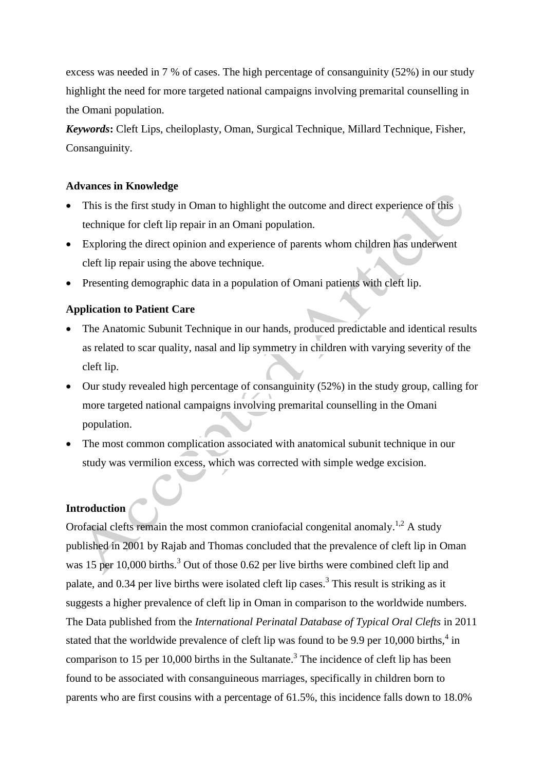excess was needed in 7 % of cases. The high percentage of consanguinity (52%) in our study highlight the need for more targeted national campaigns involving premarital counselling in the Omani population.

***Keywords*:** Cleft Lips, cheiloplasty, Oman, Surgical Technique, Millard Technique, Fisher, Consanguinity.

**Advances in Knowledge**

- This is the first study in Oman to highlight the outcome and direct experience of this technique for cleft lip repair in an Omani population.
- Exploring the direct opinion and experience of parents whom children has underwent cleft lip repair using the above technique.
- Presenting demographic data in a population of Omani patients with cleft lip.

**Application to Patient Care**

- The Anatomic Subunit Technique in our hands, produced predictable and identical results as related to scar quality, nasal and lip symmetry in children with varying severity of the cleft lip.
- Our study revealed high percentage of consanguinity (52%) in the study group, calling for more targeted national campaigns involving premarital counselling in the Omani population.
- The most common complication associated with anatomical subunit technique in our study was vermilion excess, which was corrected with simple wedge excision.

**Introduction**

Orofacial clefts remain the most common craniofacial congenital anomaly.[1,2] A study published in 2001 by Rajab and Thomas concluded that the prevalence of cleft lip in Oman was 15 per 10,000 births.[3] Out of those 0.62 per live births were combined cleft lip and palate, and 0.34 per live births were isolated cleft lip cases.[3] This result is striking as it suggests a higher prevalence of cleft lip in Oman in comparison to the worldwide numbers. The Data published from the *International Perinatal Database of Typical Oral Clefts* in 2011 stated that the worldwide prevalence of cleft lip was found to be 9.9 per 10,000 births,[4] in comparison to 15 per 10,000 births in the Sultanate.[3] The incidence of cleft lip has been found to be associated with consanguineous marriages, specifically in children born to parents who are first cousins with a percentage of 61.5%, this incidence falls down to 18.0%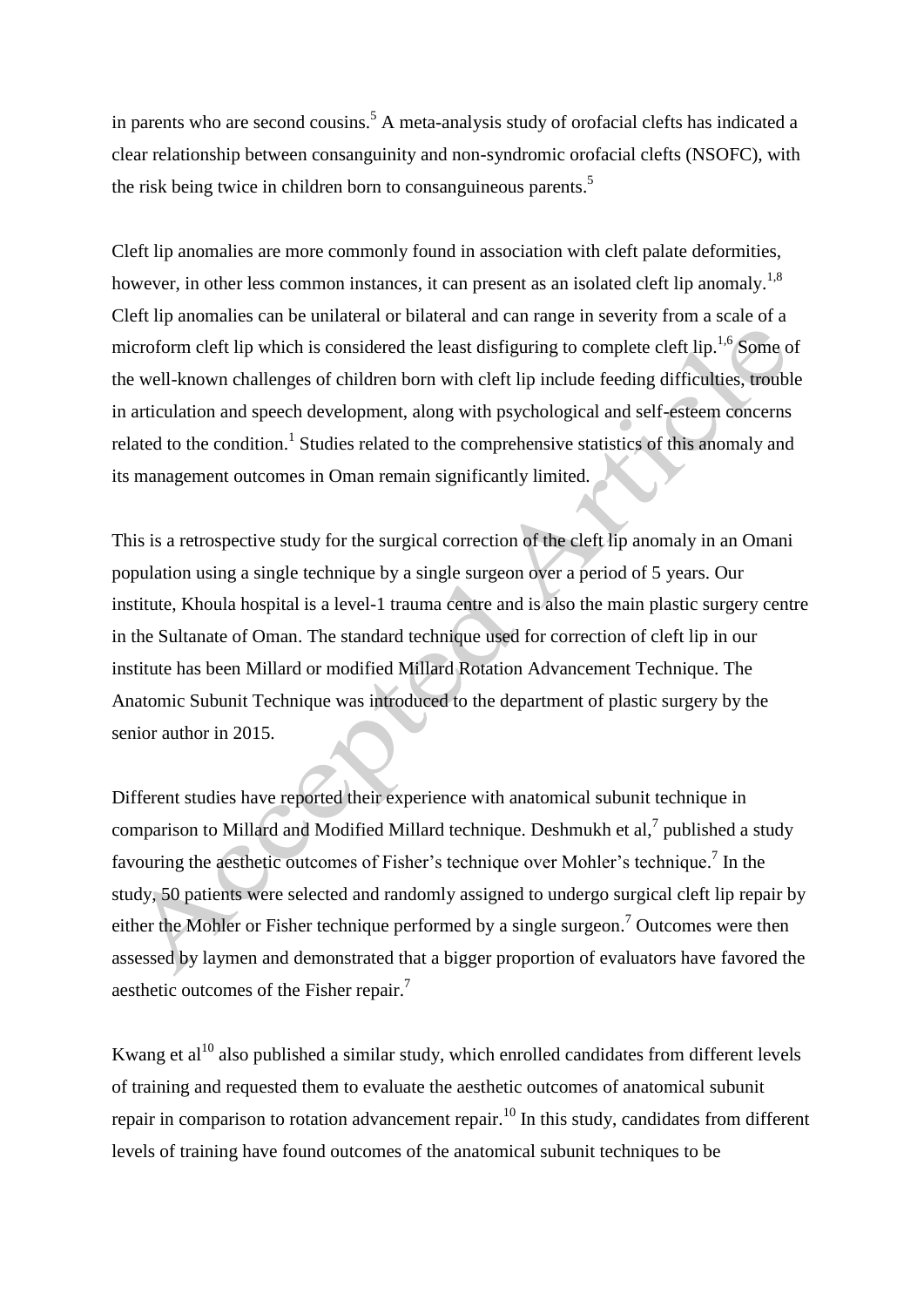in parents who are second cousins.[5] A meta-analysis study of orofacial clefts has indicated a clear relationship between consanguinity and non-syndromic orofacial clefts (NSOFC), with the risk being twice in children born to consanguineous parents.[5]

Cleft lip anomalies are more commonly found in association with cleft palate deformities, however, in other less common instances, it can present as an isolated cleft lip anomaly.[1,8] Cleft lip anomalies can be unilateral or bilateral and can range in severity from a scale of a microform cleft lip which is considered the least disfiguring to complete cleft lip.[1,6] Some of the well-known challenges of children born with cleft lip include feeding difficulties, trouble in articulation and speech development, along with psychological and self-esteem concerns related to the condition.[1] Studies related to the comprehensive statistics of this anomaly and its management outcomes in Oman remain significantly limited.

This is a retrospective study for the surgical correction of the cleft lip anomaly in an Omani population using a single technique by a single surgeon over a period of 5 years. Our institute, Khoula hospital is a level-1 trauma centre and is also the main plastic surgery centre in the Sultanate of Oman. The standard technique used for correction of cleft lip in our institute has been Millard or modified Millard Rotation Advancement Technique. The Anatomic Subunit Technique was introduced to the department of plastic surgery by the senior author in 2015.

Different studies have reported their experience with anatomical subunit technique in comparison to Millard and Modified Millard technique. Deshmukh et al,[7] published a study favouring the aesthetic outcomes of Fisher's technique over Mohler's technique.[7] In the study, 50 patients were selected and randomly assigned to undergo surgical cleft lip repair by either the Mohler or Fisher technique performed by a single surgeon.[7] Outcomes were then assessed by laymen and demonstrated that a bigger proportion of evaluators have favored the aesthetic outcomes of the Fisher repair.[7]

Kwang et al[10] also published a similar study, which enrolled candidates from different levels of training and requested them to evaluate the aesthetic outcomes of anatomical subunit repair in comparison to rotation advancement repair.[10] In this study, candidates from different levels of training have found outcomes of the anatomical subunit techniques to be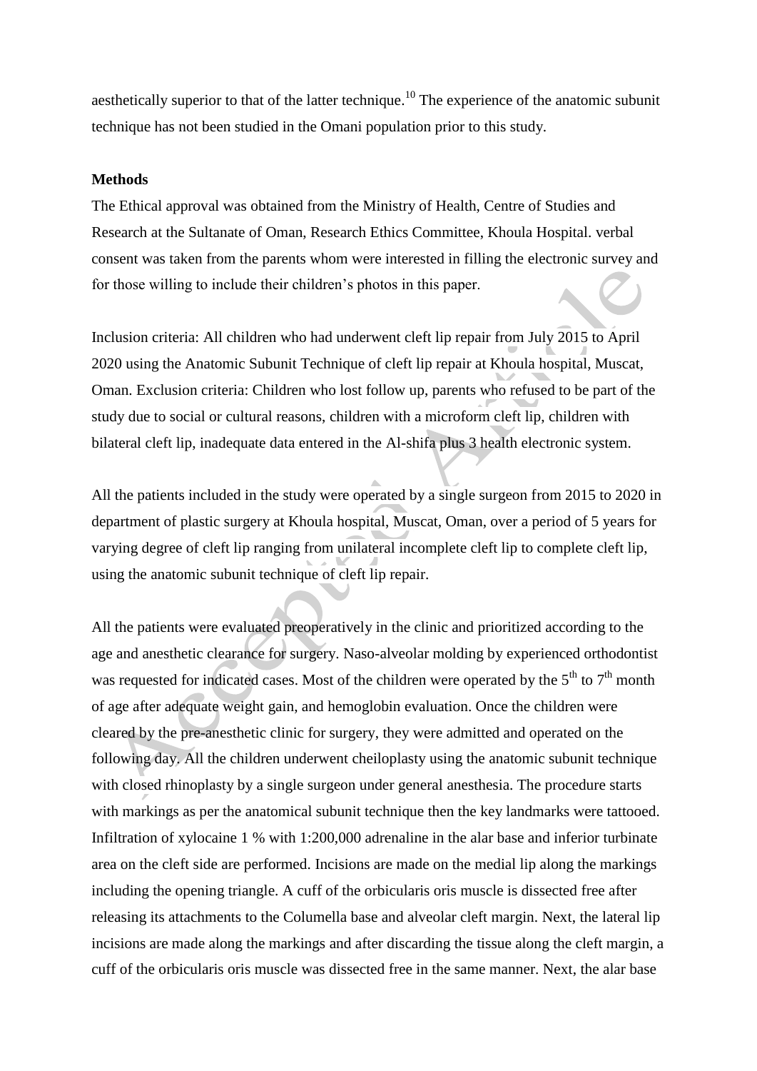aesthetically superior to that of the latter technique.[10] The experience of the anatomic subunit technique has not been studied in the Omani population prior to this study.

**Methods**

The Ethical approval was obtained from the Ministry of Health, Centre of Studies and Research at the Sultanate of Oman, Research Ethics Committee, Khoula Hospital. verbal consent was taken from the parents whom were interested in filling the electronic survey and for those willing to include their children's photos in this paper.

Inclusion criteria: All children who had underwent cleft lip repair from July 2015 to April 2020 using the Anatomic Subunit Technique of cleft lip repair at Khoula hospital, Muscat, Oman. Exclusion criteria: Children who lost follow up, parents who refused to be part of the study due to social or cultural reasons, children with a microform cleft lip, children with bilateral cleft lip, inadequate data entered in the Al-shifa plus 3 health electronic system.

All the patients included in the study were operated by a single surgeon from 2015 to 2020 in department of plastic surgery at Khoula hospital, Muscat, Oman, over a period of 5 years for varying degree of cleft lip ranging from unilateral incomplete cleft lip to complete cleft lip, using the anatomic subunit technique of cleft lip repair.

All the patients were evaluated preoperatively in the clinic and prioritized according to the age and anesthetic clearance for surgery. Naso-alveolar molding by experienced orthodontist was requested for indicated cases. Most of the children were operated by the 5th to 7th month of age after adequate weight gain, and hemoglobin evaluation. Once the children were cleared by the pre-anesthetic clinic for surgery, they were admitted and operated on the following day. All the children underwent cheiloplasty using the anatomic subunit technique with closed rhinoplasty by a single surgeon under general anesthesia. The procedure starts with markings as per the anatomical subunit technique then the key landmarks were tattooed. Infiltration of xylocaine 1 % with 1:200,000 adrenaline in the alar base and inferior turbinate area on the cleft side are performed. Incisions are made on the medial lip along the markings including the opening triangle. A cuff of the orbicularis oris muscle is dissected free after releasing its attachments to the Columella base and alveolar cleft margin. Next, the lateral lip incisions are made along the markings and after discarding the tissue along the cleft margin, a cuff of the orbicularis oris muscle was dissected free in the same manner. Next, the alar base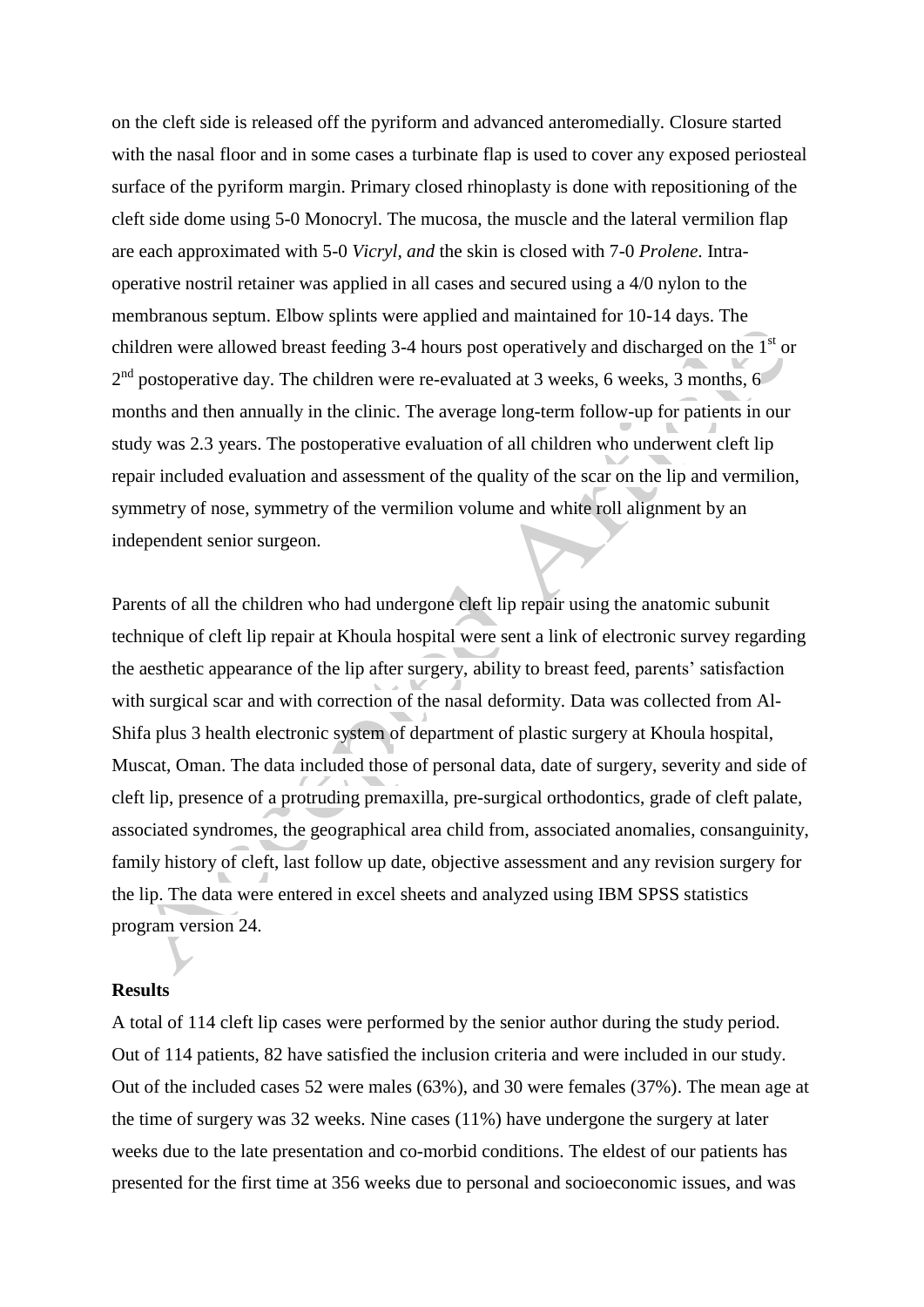on the cleft side is released off the pyriform and advanced anteromedially. Closure started with the nasal floor and in some cases a turbinate flap is used to cover any exposed periosteal surface of the pyriform margin. Primary closed rhinoplasty is done with repositioning of the cleft side dome using 5-0 Monocryl. The mucosa, the muscle and the lateral vermilion flap are each approximated with 5-0 *Vicryl, and* the skin is closed with 7-0 *Prolene.* Intra-operative nostril retainer was applied in all cases and secured using a 4/0 nylon to the membranous septum. Elbow splints were applied and maintained for 10-14 days. The children were allowed breast feeding 3-4 hours post operatively and discharged on the 1st or 2nd postoperative day. The children were re-evaluated at 3 weeks, 6 weeks, 3 months, 6 months and then annually in the clinic. The average long-term follow-up for patients in our study was 2.3 years. The postoperative evaluation of all children who underwent cleft lip repair included evaluation and assessment of the quality of the scar on the lip and vermilion, symmetry of nose, symmetry of the vermilion volume and white roll alignment by an independent senior surgeon.

Parents of all the children who had undergone cleft lip repair using the anatomic subunit technique of cleft lip repair at Khoula hospital were sent a link of electronic survey regarding the aesthetic appearance of the lip after surgery, ability to breast feed, parents' satisfaction with surgical scar and with correction of the nasal deformity. Data was collected from Al-Shifa plus 3 health electronic system of department of plastic surgery at Khoula hospital, Muscat, Oman. The data included those of personal data, date of surgery, severity and side of cleft lip, presence of a protruding premaxilla, pre-surgical orthodontics, grade of cleft palate, associated syndromes, the geographical area child from, associated anomalies, consanguinity, family history of cleft, last follow up date, objective assessment and any revision surgery for the lip. The data were entered in excel sheets and analyzed using IBM SPSS statistics program version 24.

## Results

A total of 114 cleft lip cases were performed by the senior author during the study period. Out of 114 patients, 82 have satisfied the inclusion criteria and were included in our study. Out of the included cases 52 were males (63%), and 30 were females (37%). The mean age at the time of surgery was 32 weeks. Nine cases (11%) have undergone the surgery at later weeks due to the late presentation and co-morbid conditions. The eldest of our patients has presented for the first time at 356 weeks due to personal and socioeconomic issues, and was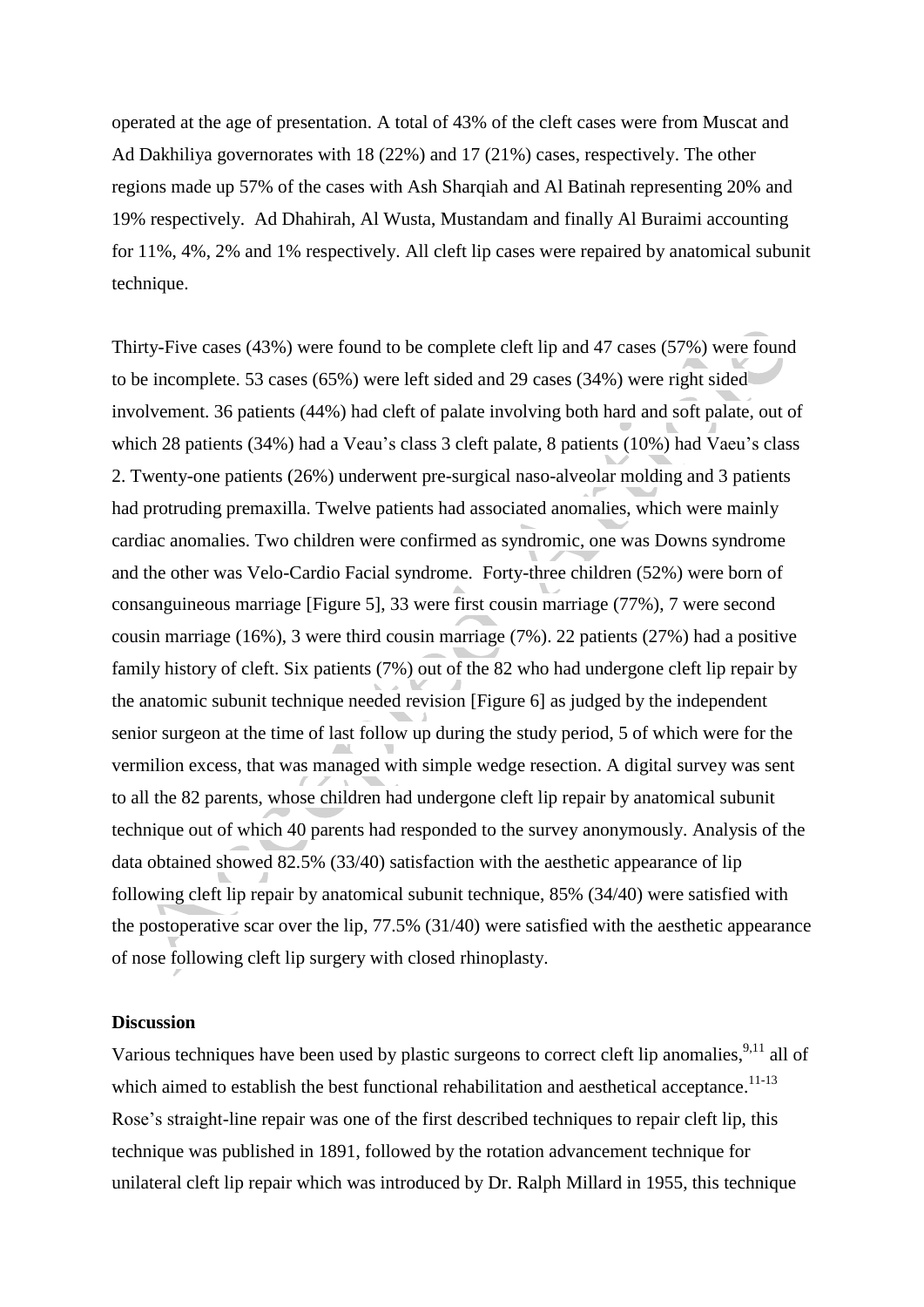operated at the age of presentation. A total of 43% of the cleft cases were from Muscat and Ad Dakhiliya governorates with 18 (22%) and 17 (21%) cases, respectively. The other regions made up 57% of the cases with Ash Sharqiah and Al Batinah representing 20% and 19% respectively. Ad Dhahirah, Al Wusta, Mustandam and finally Al Buraimi accounting for 11%, 4%, 2% and 1% respectively. All cleft lip cases were repaired by anatomical subunit technique.

Thirty-Five cases (43%) were found to be complete cleft lip and 47 cases (57%) were found to be incomplete. 53 cases (65%) were left sided and 29 cases (34%) were right sided involvement. 36 patients (44%) had cleft of palate involving both hard and soft palate, out of which 28 patients (34%) had a Veau's class 3 cleft palate, 8 patients (10%) had Vaeu's class 2. Twenty-one patients (26%) underwent pre-surgical naso-alveolar molding and 3 patients had protruding premaxilla. Twelve patients had associated anomalies, which were mainly cardiac anomalies. Two children were confirmed as syndromic, one was Downs syndrome and the other was Velo-Cardio Facial syndrome. Forty-three children (52%) were born of consanguineous marriage [Figure 5], 33 were first cousin marriage (77%), 7 were second cousin marriage (16%), 3 were third cousin marriage (7%). 22 patients (27%) had a positive family history of cleft. Six patients (7%) out of the 82 who had undergone cleft lip repair by the anatomic subunit technique needed revision [Figure 6] as judged by the independent senior surgeon at the time of last follow up during the study period, 5 of which were for the vermilion excess, that was managed with simple wedge resection. A digital survey was sent to all the 82 parents, whose children had undergone cleft lip repair by anatomical subunit technique out of which 40 parents had responded to the survey anonymously. Analysis of the data obtained showed 82.5% (33/40) satisfaction with the aesthetic appearance of lip following cleft lip repair by anatomical subunit technique, 85% (34/40) were satisfied with the postoperative scar over the lip, 77.5% (31/40) were satisfied with the aesthetic appearance of nose following cleft lip surgery with closed rhinoplasty.

**Discussion**

Various techniques have been used by plastic surgeons to correct cleft lip anomalies,[9,11] all of which aimed to establish the best functional rehabilitation and aesthetical acceptance.[11-13] Rose's straight-line repair was one of the first described techniques to repair cleft lip, this technique was published in 1891, followed by the rotation advancement technique for unilateral cleft lip repair which was introduced by Dr. Ralph Millard in 1955, this technique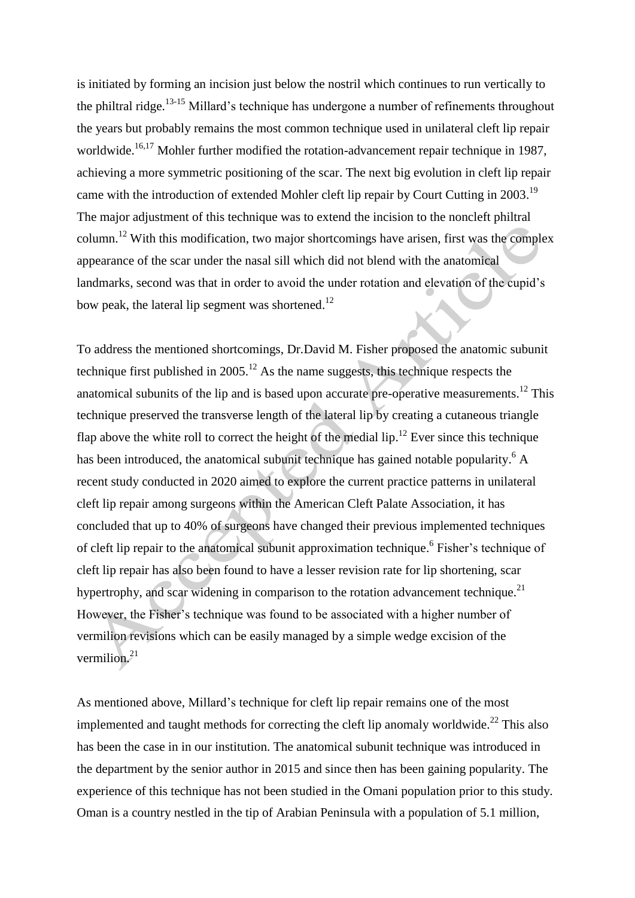is initiated by forming an incision just below the nostril which continues to run vertically to the philtral ridge.[13-15] Millard's technique has undergone a number of refinements throughout the years but probably remains the most common technique used in unilateral cleft lip repair worldwide.[16,17] Mohler further modified the rotation-advancement repair technique in 1987, achieving a more symmetric positioning of the scar. The next big evolution in cleft lip repair came with the introduction of extended Mohler cleft lip repair by Court Cutting in 2003.[19] The major adjustment of this technique was to extend the incision to the noncleft philtral column.[12] With this modification, two major shortcomings have arisen, first was the complex appearance of the scar under the nasal sill which did not blend with the anatomical landmarks, second was that in order to avoid the under rotation and elevation of the cupid's bow peak, the lateral lip segment was shortened.[12]

To address the mentioned shortcomings, Dr.David M. Fisher proposed the anatomic subunit technique first published in 2005.[12] As the name suggests, this technique respects the anatomical subunits of the lip and is based upon accurate pre-operative measurements.[12] This technique preserved the transverse length of the lateral lip by creating a cutaneous triangle flap above the white roll to correct the height of the medial lip.[12] Ever since this technique has been introduced, the anatomical subunit technique has gained notable popularity.[6] A recent study conducted in 2020 aimed to explore the current practice patterns in unilateral cleft lip repair among surgeons within the American Cleft Palate Association, it has concluded that up to 40% of surgeons have changed their previous implemented techniques of cleft lip repair to the anatomical subunit approximation technique.[6] Fisher's technique of cleft lip repair has also been found to have a lesser revision rate for lip shortening, scar hypertrophy, and scar widening in comparison to the rotation advancement technique.[21] However, the Fisher's technique was found to be associated with a higher number of vermilion revisions which can be easily managed by a simple wedge excision of the vermilion.[21]

As mentioned above, Millard's technique for cleft lip repair remains one of the most implemented and taught methods for correcting the cleft lip anomaly worldwide.[22] This also has been the case in in our institution. The anatomical subunit technique was introduced in the department by the senior author in 2015 and since then has been gaining popularity. The experience of this technique has not been studied in the Omani population prior to this study. Oman is a country nestled in the tip of Arabian Peninsula with a population of 5.1 million,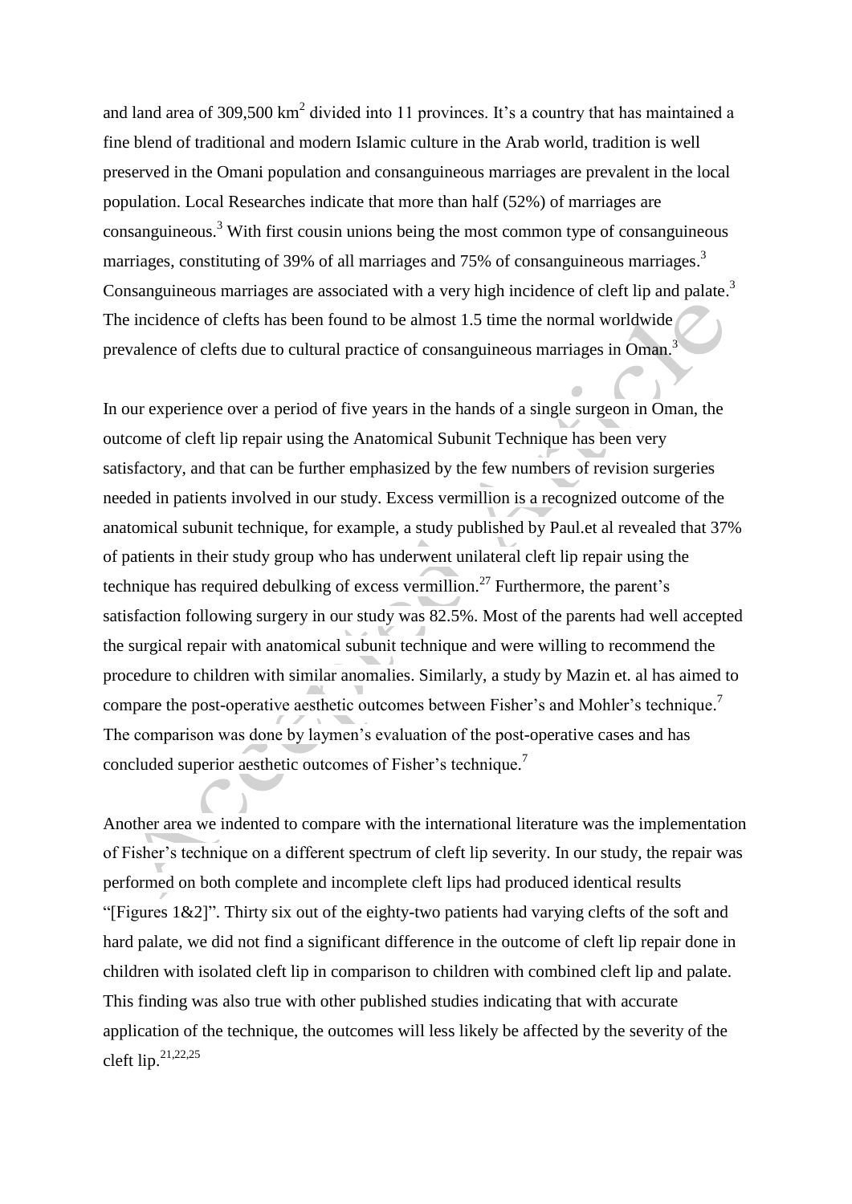and land area of 309,500 km$^2$ divided into 11 provinces. It's a country that has maintained a fine blend of traditional and modern Islamic culture in the Arab world, tradition is well preserved in the Omani population and consanguineous marriages are prevalent in the local population. Local Researches indicate that more than half (52%) of marriages are consanguineous.[3] With first cousin unions being the most common type of consanguineous marriages, constituting of 39% of all marriages and 75% of consanguineous marriages.[3] Consanguineous marriages are associated with a very high incidence of cleft lip and palate.[3] The incidence of clefts has been found to be almost 1.5 time the normal worldwide prevalence of clefts due to cultural practice of consanguineous marriages in Oman.[3]

In our experience over a period of five years in the hands of a single surgeon in Oman, the outcome of cleft lip repair using the Anatomical Subunit Technique has been very satisfactory, and that can be further emphasized by the few numbers of revision surgeries needed in patients involved in our study. Excess vermillion is a recognized outcome of the anatomical subunit technique, for example, a study published by Paul.et al revealed that 37% of patients in their study group who has underwent unilateral cleft lip repair using the technique has required debulking of excess vermillion.[27] Furthermore, the parent's satisfaction following surgery in our study was 82.5%. Most of the parents had well accepted the surgical repair with anatomical subunit technique and were willing to recommend the procedure to children with similar anomalies. Similarly, a study by Mazin et. al has aimed to compare the post-operative aesthetic outcomes between Fisher's and Mohler's technique.[7] The comparison was done by laymen's evaluation of the post-operative cases and has concluded superior aesthetic outcomes of Fisher's technique.[7]

Another area we indented to compare with the international literature was the implementation of Fisher's technique on a different spectrum of cleft lip severity. In our study, the repair was performed on both complete and incomplete cleft lips had produced identical results "[Figures 1&2]". Thirty six out of the eighty-two patients had varying clefts of the soft and hard palate, we did not find a significant difference in the outcome of cleft lip repair done in children with isolated cleft lip in comparison to children with combined cleft lip and palate. This finding was also true with other published studies indicating that with accurate application of the technique, the outcomes will less likely be affected by the severity of the cleft lip.[21,22,25]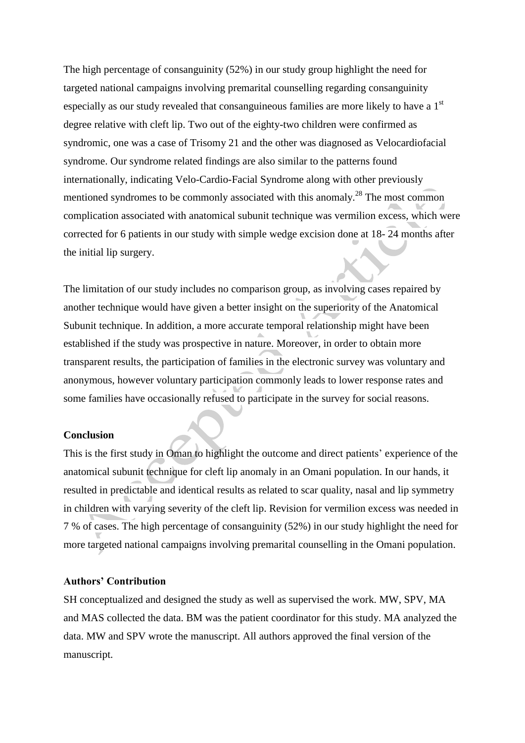The high percentage of consanguinity (52%) in our study group highlight the need for targeted national campaigns involving premarital counselling regarding consanguinity especially as our study revealed that consanguineous families are more likely to have a 1st degree relative with cleft lip. Two out of the eighty-two children were confirmed as syndromic, one was a case of Trisomy 21 and the other was diagnosed as Velocardiofacial syndrome. Our syndrome related findings are also similar to the patterns found internationally, indicating Velo-Cardio-Facial Syndrome along with other previously mentioned syndromes to be commonly associated with this anomaly.[28] The most common complication associated with anatomical subunit technique was vermilion excess, which were corrected for 6 patients in our study with simple wedge excision done at 18- 24 months after the initial lip surgery.

The limitation of our study includes no comparison group, as involving cases repaired by another technique would have given a better insight on the superiority of the Anatomical Subunit technique. In addition, a more accurate temporal relationship might have been established if the study was prospective in nature. Moreover, in order to obtain more transparent results, the participation of families in the electronic survey was voluntary and anonymous, however voluntary participation commonly leads to lower response rates and some families have occasionally refused to participate in the survey for social reasons.

## Conclusion

This is the first study in Oman to highlight the outcome and direct patients' experience of the anatomical subunit technique for cleft lip anomaly in an Omani population. In our hands, it resulted in predictable and identical results as related to scar quality, nasal and lip symmetry in children with varying severity of the cleft lip. Revision for vermilion excess was needed in 7 % of cases. The high percentage of consanguinity (52%) in our study highlight the need for more targeted national campaigns involving premarital counselling in the Omani population.

## Authors' Contribution

SH conceptualized and designed the study as well as supervised the work. MW, SPV, MA and MAS collected the data. BM was the patient coordinator for this study. MA analyzed the data. MW and SPV wrote the manuscript. All authors approved the final version of the manuscript.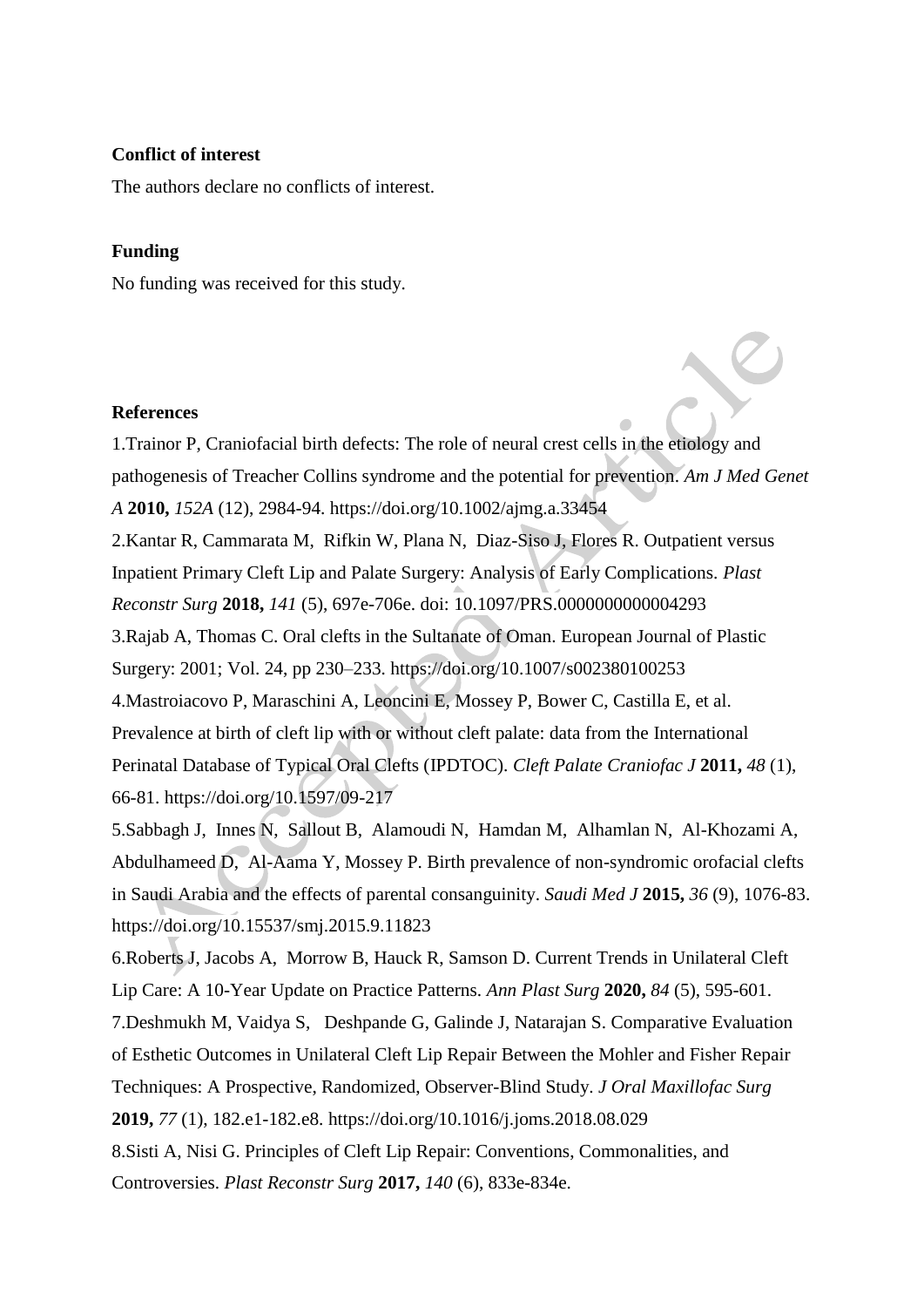**Conflict of interest**

The authors declare no conflicts of interest.

**Funding**

No funding was received for this study.

**References**

1.Trainor P, Craniofacial birth defects: The role of neural crest cells in the etiology and pathogenesis of Treacher Collins syndrome and the potential for prevention. *Am J Med Genet A* **2010,** *152A* (12), 2984-94. https://doi.org/10.1002/ajmg.a.33454

2.Kantar R, Cammarata M, Rifkin W, Plana N, Diaz-Siso J, Flores R. Outpatient versus Inpatient Primary Cleft Lip and Palate Surgery: Analysis of Early Complications. *Plast Reconstr Surg* **2018,** *141* (5), 697e-706e. doi: 10.1097/PRS.0000000000004293

3.Rajab A, Thomas C. Oral clefts in the Sultanate of Oman. European Journal of Plastic Surgery: 2001; Vol. 24, pp 230–233. https://doi.org/10.1007/s002380100253

4.Mastroiacovo P, Maraschini A, Leoncini E, Mossey P, Bower C, Castilla E, et al. Prevalence at birth of cleft lip with or without cleft palate: data from the International Perinatal Database of Typical Oral Clefts (IPDTOC). *Cleft Palate Craniofac J* **2011,** *48* (1), 66-81. https://doi.org/10.1597/09-217

5.Sabbagh J, Innes N, Sallout B, Alamoudi N, Hamdan M, Alhamlan N, Al-Khozami A, Abdulhameed D, Al-Aama Y, Mossey P. Birth prevalence of non-syndromic orofacial clefts in Saudi Arabia and the effects of parental consanguinity. *Saudi Med J* **2015,** *36* (9), 1076-83. https://doi.org/10.15537/smj.2015.9.11823

6.Roberts J, Jacobs A, Morrow B, Hauck R, Samson D. Current Trends in Unilateral Cleft Lip Care: A 10-Year Update on Practice Patterns. *Ann Plast Surg* **2020,** *84* (5), 595-601.

7.Deshmukh M, Vaidya S, Deshpande G, Galinde J, Natarajan S. Comparative Evaluation of Esthetic Outcomes in Unilateral Cleft Lip Repair Between the Mohler and Fisher Repair Techniques: A Prospective, Randomized, Observer-Blind Study. *J Oral Maxillofac Surg* **2019,** *77* (1), 182.e1-182.e8. https://doi.org/10.1016/j.joms.2018.08.029

8.Sisti A, Nisi G. Principles of Cleft Lip Repair: Conventions, Commonalities, and Controversies. *Plast Reconstr Surg* **2017,** *140* (6), 833e-834e.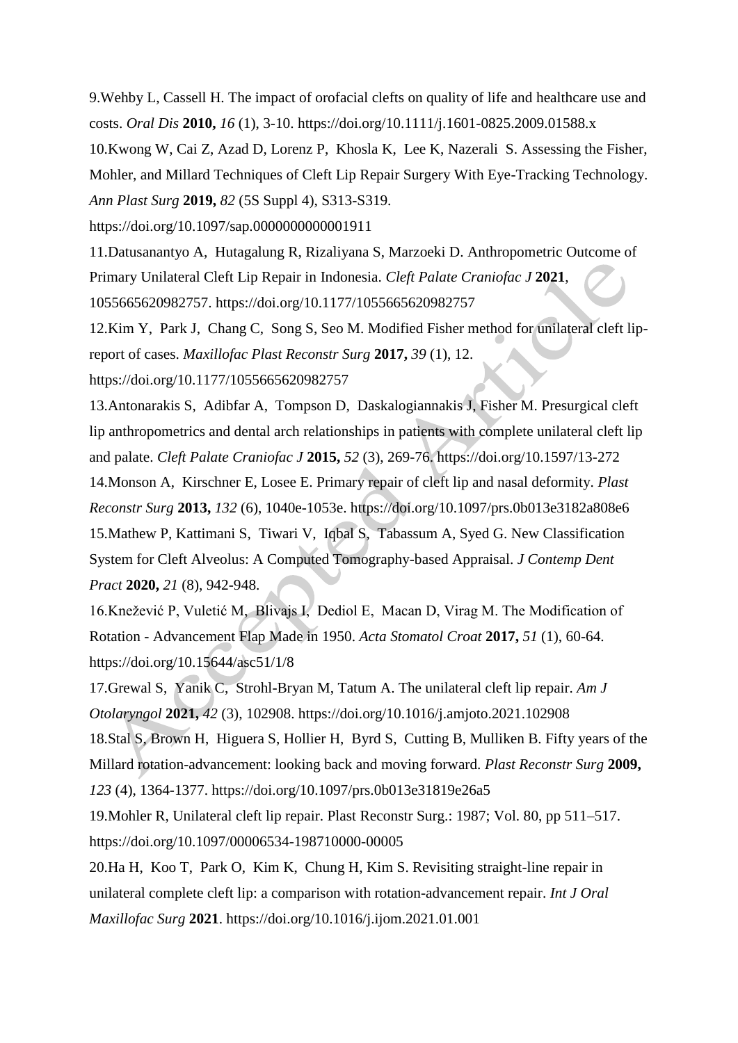9.Wehby L, Cassell H. The impact of orofacial clefts on quality of life and healthcare use and costs. *Oral Dis* **2010,** *16* (1), 3-10. https://doi.org/10.1111/j.1601-0825.2009.01588.x

10.Kwong W, Cai Z, Azad D, Lorenz P, Khosla K, Lee K, Nazerali S. Assessing the Fisher, Mohler, and Millard Techniques of Cleft Lip Repair Surgery With Eye-Tracking Technology. *Ann Plast Surg* **2019,** *82* (5S Suppl 4), S313-S319. https://doi.org/10.1097/sap.0000000000001911

11.Datusanantyo A, Hutagalung R, Rizaliyana S, Marzoeki D. Anthropometric Outcome of Primary Unilateral Cleft Lip Repair in Indonesia. *Cleft Palate Craniofac J* **2021**, 1055665620982757. https://doi.org/10.1177/1055665620982757

12.Kim Y, Park J, Chang C, Song S, Seo M. Modified Fisher method for unilateral cleft lip-report of cases. *Maxillofac Plast Reconstr Surg* **2017,** *39* (1), 12. https://doi.org/10.1177/1055665620982757

13.Antonarakis S, Adibfar A, Tompson D, Daskalogiannakis J, Fisher M. Presurgical cleft lip anthropometrics and dental arch relationships in patients with complete unilateral cleft lip and palate. *Cleft Palate Craniofac J* **2015,** *52* (3), 269-76. https://doi.org/10.1597/13-272

14.Monson A, Kirschner E, Losee E. Primary repair of cleft lip and nasal deformity. *Plast Reconstr Surg* **2013,** *132* (6), 1040e-1053e. https://doi.org/10.1097/prs.0b013e3182a808e6

15.Mathew P, Kattimani S, Tiwari V, Iqbal S, Tabassum A, Syed G. New Classification System for Cleft Alveolus: A Computed Tomography-based Appraisal. *J Contemp Dent Pract* **2020,** *21* (8), 942-948.

16.Knežević P, Vuletić M, Blivajs I, Dediol E, Macan D, Virag M. The Modification of Rotation - Advancement Flap Made in 1950. *Acta Stomatol Croat* **2017,** *51* (1), 60-64. https://doi.org/10.15644/asc51/1/8

17.Grewal S, Yanik C, Strohl-Bryan M, Tatum A. The unilateral cleft lip repair. *Am J Otolaryngol* **2021,** *42* (3), 102908. https://doi.org/10.1016/j.amjoto.2021.102908

18.Stal S, Brown H, Higuera S, Hollier H, Byrd S, Cutting B, Mulliken B. Fifty years of the Millard rotation-advancement: looking back and moving forward. *Plast Reconstr Surg* **2009,** *123* (4), 1364-1377. https://doi.org/10.1097/prs.0b013e31819e26a5

19.Mohler R, Unilateral cleft lip repair. Plast Reconstr Surg.: 1987; Vol. 80, pp 511–517. https://doi.org/10.1097/00006534-198710000-00005

20.Ha H, Koo T, Park O, Kim K, Chung H, Kim S. Revisiting straight-line repair in unilateral complete cleft lip: a comparison with rotation-advancement repair. *Int J Oral Maxillofac Surg* **2021**. https://doi.org/10.1016/j.ijom.2021.01.001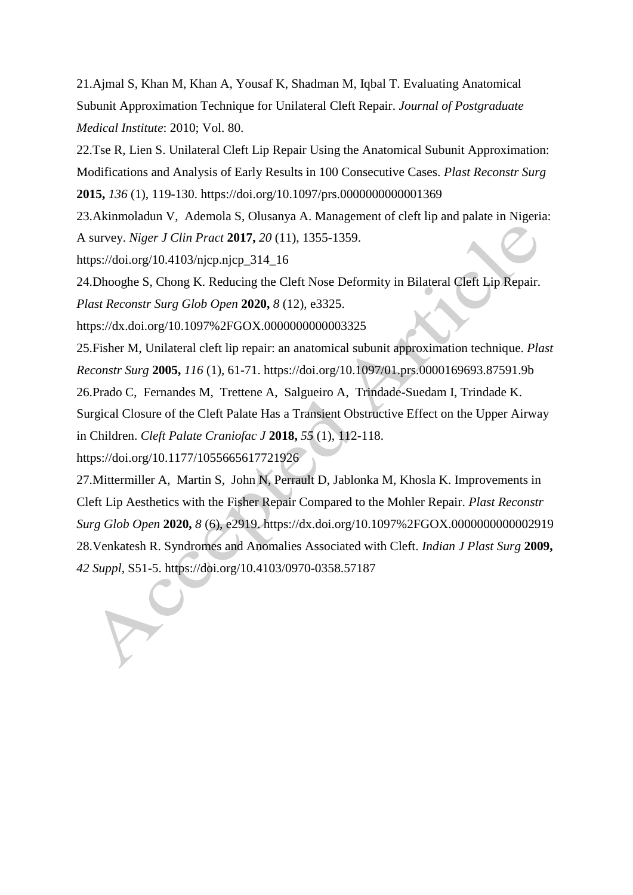21.Ajmal S, Khan M, Khan A, Yousaf K, Shadman M, Iqbal T. Evaluating Anatomical Subunit Approximation Technique for Unilateral Cleft Repair. *Journal of Postgraduate Medical Institute*: 2010; Vol. 80.

22.Tse R, Lien S. Unilateral Cleft Lip Repair Using the Anatomical Subunit Approximation: Modifications and Analysis of Early Results in 100 Consecutive Cases. *Plast Reconstr Surg* **2015,** *136* (1), 119-130. https://doi.org/10.1097/prs.0000000000001369

23.Akinmoladun V, Ademola S, Olusanya A. Management of cleft lip and palate in Nigeria: A survey. *Niger J Clin Pract* **2017,** *20* (11), 1355-1359. https://doi.org/10.4103/njcp.njcp_314_16

24.Dhooghe S, Chong K. Reducing the Cleft Nose Deformity in Bilateral Cleft Lip Repair. *Plast Reconstr Surg Glob Open* **2020,** *8* (12), e3325. https://dx.doi.org/10.1097%2FGOX.0000000000003325

25.Fisher M, Unilateral cleft lip repair: an anatomical subunit approximation technique. *Plast Reconstr Surg* **2005,** *116* (1), 61-71. https://doi.org/10.1097/01.prs.0000169693.87591.9b

26.Prado C, Fernandes M, Trettene A, Salgueiro A, Trindade-Suedam I, Trindade K. Surgical Closure of the Cleft Palate Has a Transient Obstructive Effect on the Upper Airway in Children. *Cleft Palate Craniofac J* **2018,** *55* (1), 112-118. https://doi.org/10.1177/1055665617721926

27.Mittermiller A, Martin S, John N, Perrault D, Jablonka M, Khosla K. Improvements in Cleft Lip Aesthetics with the Fisher Repair Compared to the Mohler Repair. *Plast Reconstr Surg Glob Open* **2020,** *8* (6), e2919. https://dx.doi.org/10.1097%2FGOX.0000000000002919

28.Venkatesh R. Syndromes and Anomalies Associated with Cleft. *Indian J Plast Surg* **2009,** *42 Suppl*, S51-5. https://doi.org/10.4103/0970-0358.57187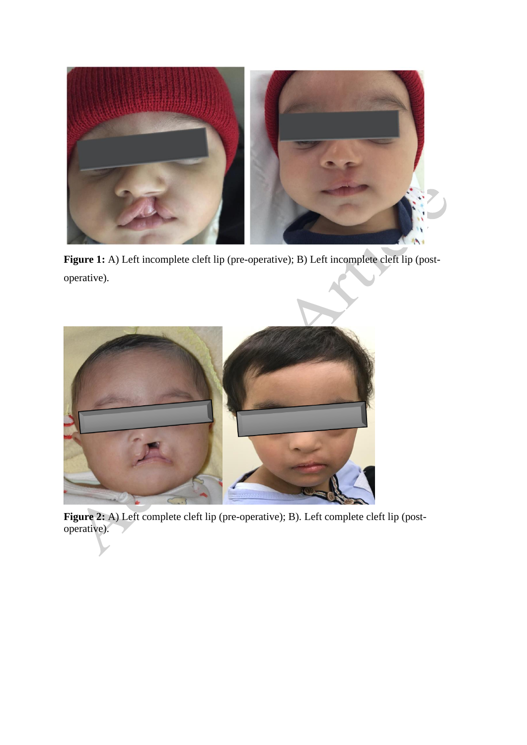**Figure 1:** A) Left incomplete cleft lip (pre-operative); B) Left incomplete cleft lip (post-operative).

**Figure 2:** A) Left complete cleft lip (pre-operative); B). Left complete cleft lip (post-operative).